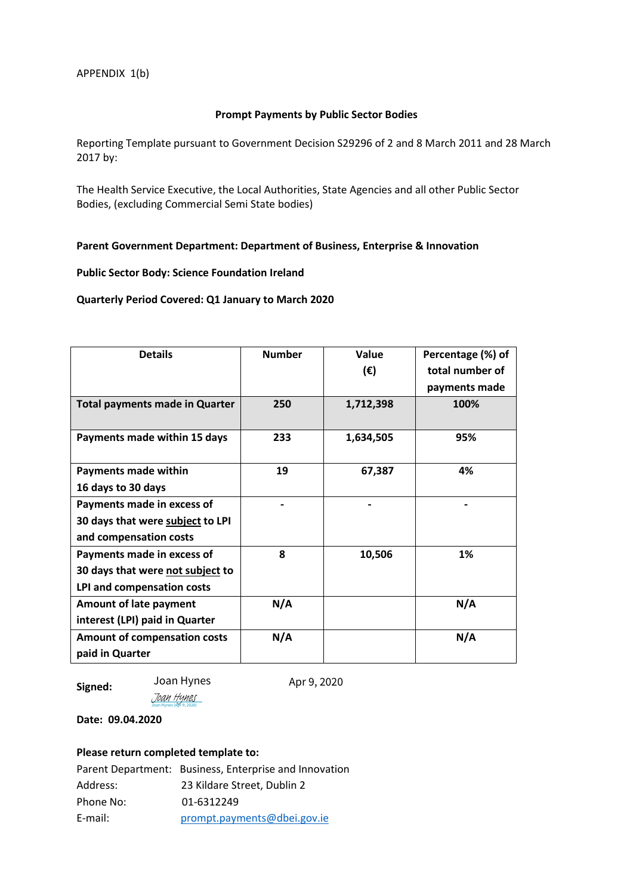APPENDIX 1(b)

**Prompt Payments by Public Sector Bodies**

Reporting Template pursuant to Government Decision S29296 of 2 and 8 March 2011 and 28 March 2017 by:

The Health Service Executive, the Local Authorities, State Agencies and all other Public Sector Bodies, (excluding Commercial Semi State bodies)

**Parent Government Department: Department of Business, Enterprise & Innovation**

**Public Sector Body: Science Foundation Ireland**

**Quarterly Period Covered: Q1 January to March 2020**

| Details | Number | Value (€) | Percentage (%) of total number of payments made |
|---|---|---|---|
| **Total payments made in Quarter** | **250** | **1,712,398** | **100%** |
| **Payments made within 15 days** | **233** | **1,634,505** | **95%** |
| **Payments made within 16 days to 30 days** | **19** | **67,387** | **4%** |
| **Payments made in excess of 30 days that were subject to LPI and compensation costs** | **-** | **-** | **-** |
| **Payments made in excess of 30 days that were not subject to LPI and compensation costs** | **8** | **10,506** | **1%** |
| **Amount of late payment interest (LPI) paid in Quarter** | **N/A** | | **N/A** |
| **Amount of compensation costs paid in Quarter** | **N/A** | | **N/A** |

**Signed:** Joan Hynes — Apr 9, 2020

Joan Hynes

**Date: 09.04.2020**

**Please return completed template to:**

Parent Department: Business, Enterprise and Innovation
Address: 23 Kildare Street, Dublin 2
Phone No: 01-6312249
E-mail: prompt.payments@dbei.gov.ie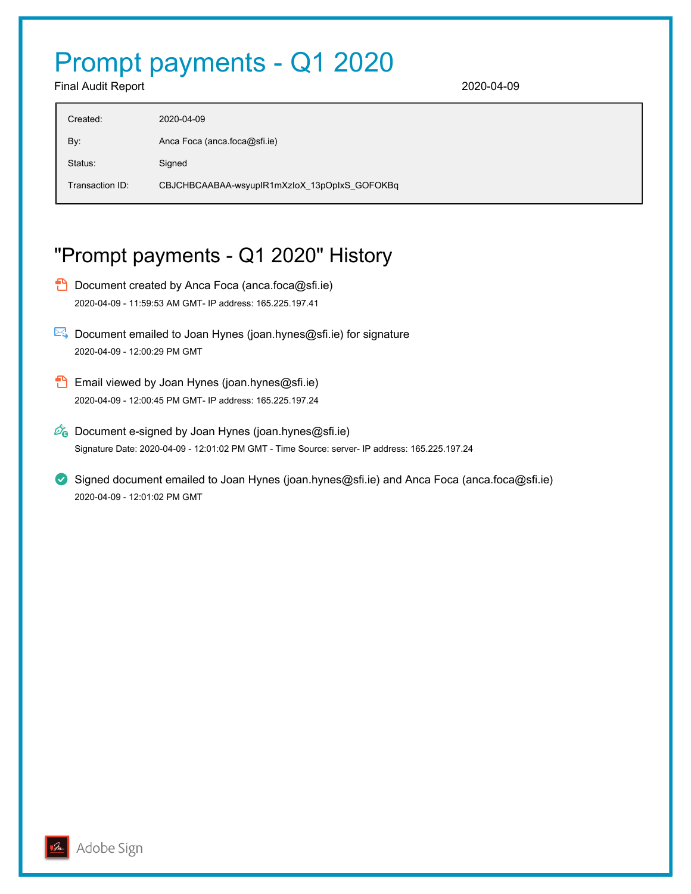# Prompt payments - Q1 2020

Final Audit Report 2020-04-09

| | |
|---|---|
| Created: | 2020-04-09 |
| By: | Anca Foca (anca.foca@sfi.ie) |
| Status: | Signed |
| Transaction ID: | CBJCHBCAABAA-wsyupIR1mXzIoX_13pOpIxS_GOFOKBq |

## "Prompt payments - Q1 2020" History

- Document created by Anca Foca (anca.foca@sfi.ie)
  2020-04-09 - 11:59:53 AM GMT- IP address: 165.225.197.41

- Document emailed to Joan Hynes (joan.hynes@sfi.ie) for signature
  2020-04-09 - 12:00:29 PM GMT

- Email viewed by Joan Hynes (joan.hynes@sfi.ie)
  2020-04-09 - 12:00:45 PM GMT- IP address: 165.225.197.24

- Document e-signed by Joan Hynes (joan.hynes@sfi.ie)
  Signature Date: 2020-04-09 - 12:01:02 PM GMT - Time Source: server- IP address: 165.225.197.24

- Signed document emailed to Joan Hynes (joan.hynes@sfi.ie) and Anca Foca (anca.foca@sfi.ie)
  2020-04-09 - 12:01:02 PM GMT

Adobe Sign